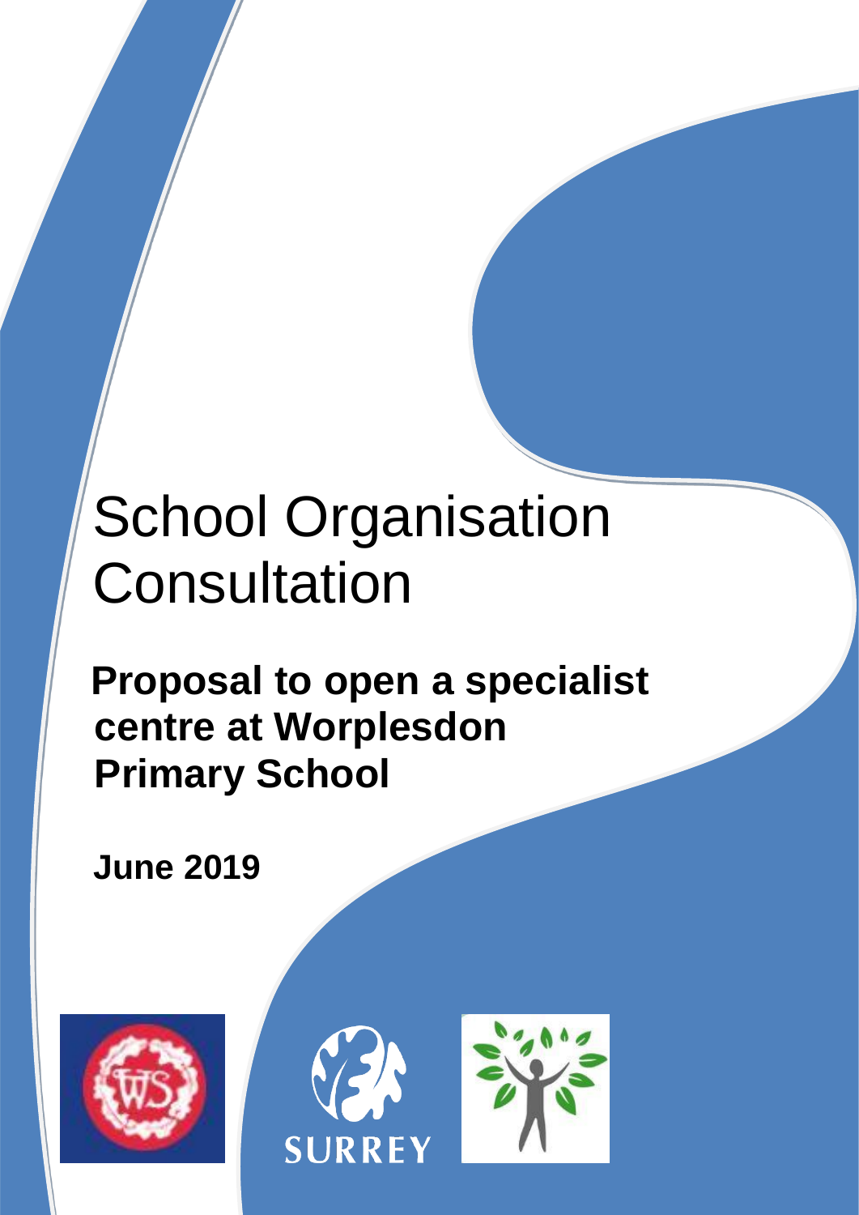# School Organisation Consultation

## Proposal to open a specialist centre at Worplesdon Primary School

**June 2019**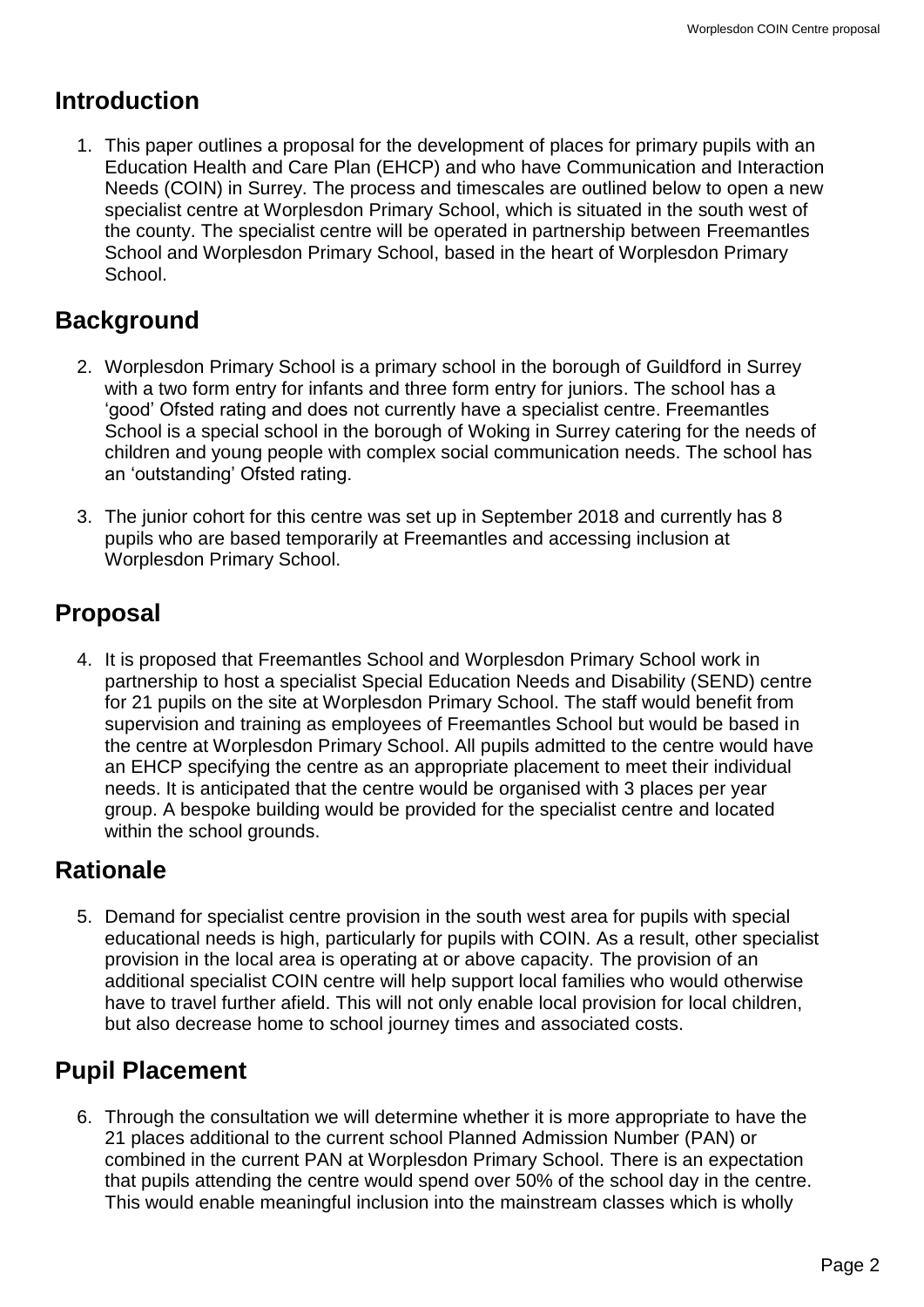## Introduction

1. This paper outlines a proposal for the development of places for primary pupils with an Education Health and Care Plan (EHCP) and who have Communication and Interaction Needs (COIN) in Surrey. The process and timescales are outlined below to open a new specialist centre at Worplesdon Primary School, which is situated in the south west of the county. The specialist centre will be operated in partnership between Freemantles School and Worplesdon Primary School, based in the heart of Worplesdon Primary School.

## Background

2. Worplesdon Primary School is a primary school in the borough of Guildford in Surrey with a two form entry for infants and three form entry for juniors. The school has a 'good' Ofsted rating and does not currently have a specialist centre. Freemantles School is a special school in the borough of Woking in Surrey catering for the needs of children and young people with complex social communication needs. The school has an 'outstanding' Ofsted rating.

3. The junior cohort for this centre was set up in September 2018 and currently has 8 pupils who are based temporarily at Freemantles and accessing inclusion at Worplesdon Primary School.

## Proposal

4. It is proposed that Freemantles School and Worplesdon Primary School work in partnership to host a specialist Special Education Needs and Disability (SEND) centre for 21 pupils on the site at Worplesdon Primary School. The staff would benefit from supervision and training as employees of Freemantles School but would be based in the centre at Worplesdon Primary School. All pupils admitted to the centre would have an EHCP specifying the centre as an appropriate placement to meet their individual needs. It is anticipated that the centre would be organised with 3 places per year group. A bespoke building would be provided for the specialist centre and located within the school grounds.

## Rationale

5. Demand for specialist centre provision in the south west area for pupils with special educational needs is high, particularly for pupils with COIN. As a result, other specialist provision in the local area is operating at or above capacity. The provision of an additional specialist COIN centre will help support local families who would otherwise have to travel further afield. This will not only enable local provision for local children, but also decrease home to school journey times and associated costs.

## Pupil Placement

6. Through the consultation we will determine whether it is more appropriate to have the 21 places additional to the current school Planned Admission Number (PAN) or combined in the current PAN at Worplesdon Primary School. There is an expectation that pupils attending the centre would spend over 50% of the school day in the centre. This would enable meaningful inclusion into the mainstream classes which is wholly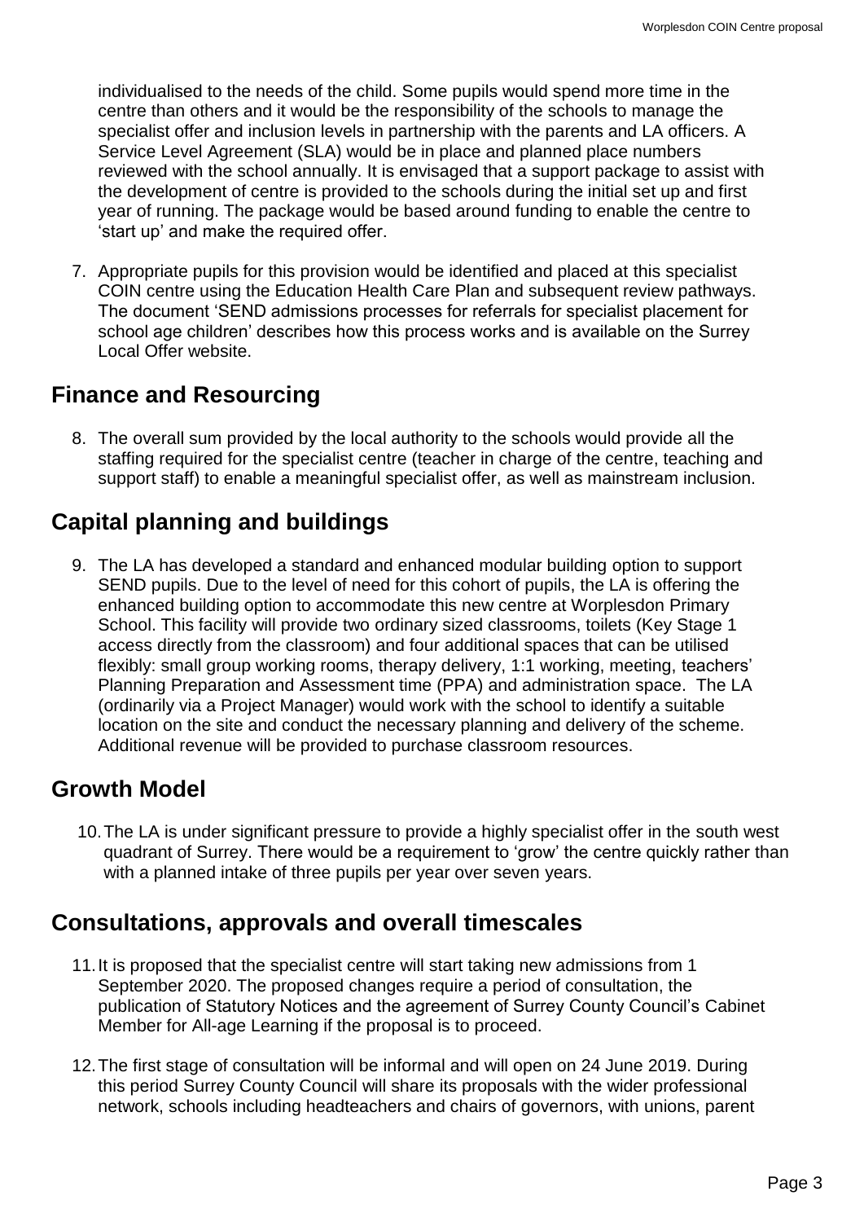individualised to the needs of the child. Some pupils would spend more time in the centre than others and it would be the responsibility of the schools to manage the specialist offer and inclusion levels in partnership with the parents and LA officers. A Service Level Agreement (SLA) would be in place and planned place numbers reviewed with the school annually. It is envisaged that a support package to assist with the development of centre is provided to the schools during the initial set up and first year of running. The package would be based around funding to enable the centre to 'start up' and make the required offer.

7. Appropriate pupils for this provision would be identified and placed at this specialist COIN centre using the Education Health Care Plan and subsequent review pathways. The document 'SEND admissions processes for referrals for specialist placement for school age children' describes how this process works and is available on the Surrey Local Offer website.

## Finance and Resourcing

8. The overall sum provided by the local authority to the schools would provide all the staffing required for the specialist centre (teacher in charge of the centre, teaching and support staff) to enable a meaningful specialist offer, as well as mainstream inclusion.

## Capital planning and buildings

9. The LA has developed a standard and enhanced modular building option to support SEND pupils. Due to the level of need for this cohort of pupils, the LA is offering the enhanced building option to accommodate this new centre at Worplesdon Primary School. This facility will provide two ordinary sized classrooms, toilets (Key Stage 1 access directly from the classroom) and four additional spaces that can be utilised flexibly: small group working rooms, therapy delivery, 1:1 working, meeting, teachers' Planning Preparation and Assessment time (PPA) and administration space. The LA (ordinarily via a Project Manager) would work with the school to identify a suitable location on the site and conduct the necessary planning and delivery of the scheme. Additional revenue will be provided to purchase classroom resources.

## Growth Model

10. The LA is under significant pressure to provide a highly specialist offer in the south west quadrant of Surrey. There would be a requirement to 'grow' the centre quickly rather than with a planned intake of three pupils per year over seven years.

## Consultations, approvals and overall timescales

11. It is proposed that the specialist centre will start taking new admissions from 1 September 2020. The proposed changes require a period of consultation, the publication of Statutory Notices and the agreement of Surrey County Council's Cabinet Member for All-age Learning if the proposal is to proceed.

12. The first stage of consultation will be informal and will open on 24 June 2019. During this period Surrey County Council will share its proposals with the wider professional network, schools including headteachers and chairs of governors, with unions, parent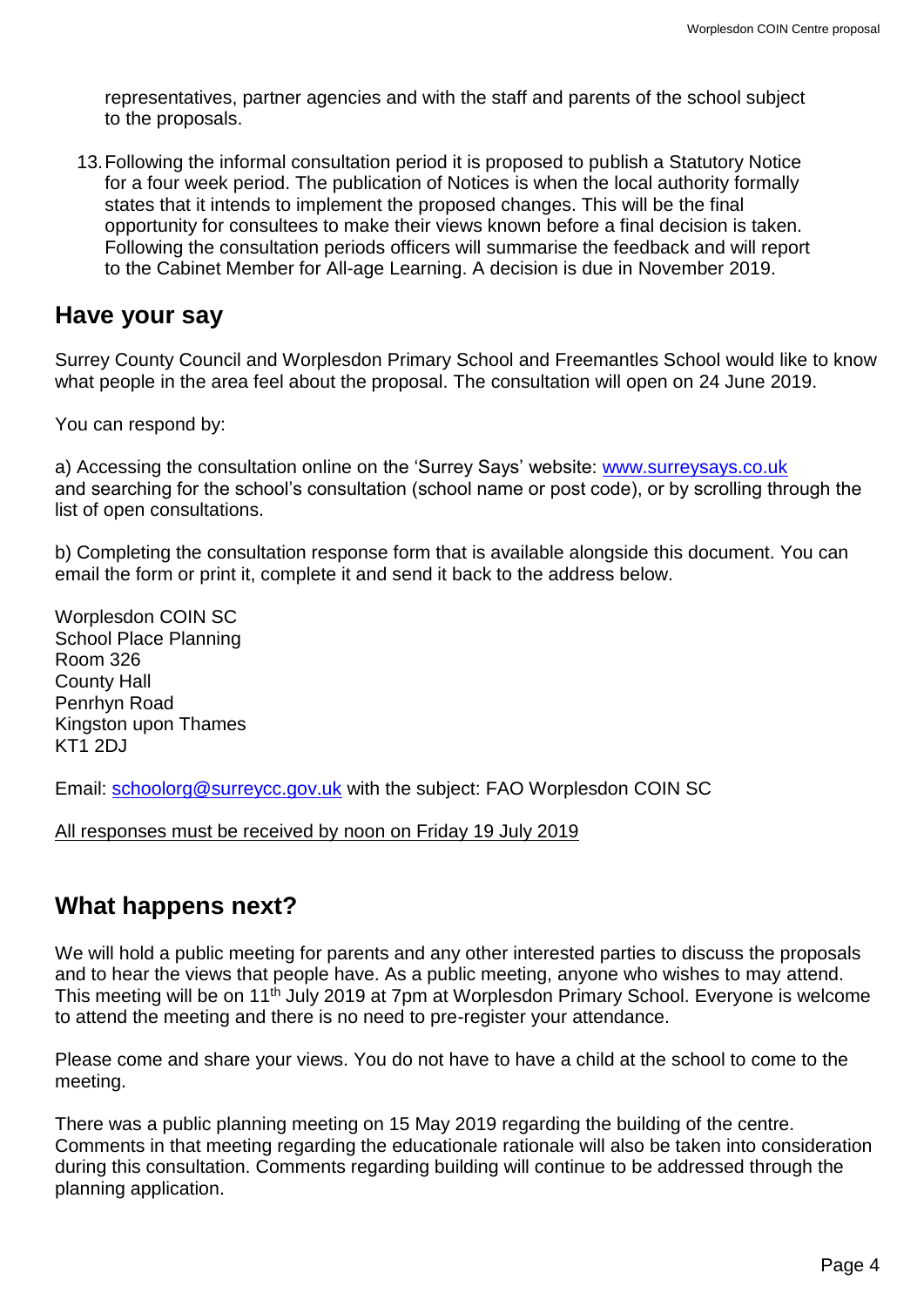representatives, partner agencies and with the staff and parents of the school subject to the proposals.

13. Following the informal consultation period it is proposed to publish a Statutory Notice for a four week period. The publication of Notices is when the local authority formally states that it intends to implement the proposed changes. This will be the final opportunity for consultees to make their views known before a final decision is taken. Following the consultation periods officers will summarise the feedback and will report to the Cabinet Member for All-age Learning. A decision is due in November 2019.

## Have your say

Surrey County Council and Worplesdon Primary School and Freemantles School would like to know what people in the area feel about the proposal. The consultation will open on 24 June 2019.

You can respond by:

a) Accessing the consultation online on the 'Surrey Says' website: [www.surreysays.co.uk](http://www.surreysays.co.uk) and searching for the school's consultation (school name or post code), or by scrolling through the list of open consultations.

b) Completing the consultation response form that is available alongside this document. You can email the form or print it, complete it and send it back to the address below.

Worplesdon COIN SC
School Place Planning
Room 326
County Hall
Penrhyn Road
Kingston upon Thames
KT1 2DJ

Email: [schoolorg@surreycc.gov.uk](mailto:schoolorg@surreycc.gov.uk) with the subject: FAO Worplesdon COIN SC

<u>All responses must be received by noon on Friday 19 July 2019</u>

## What happens next?

We will hold a public meeting for parents and any other interested parties to discuss the proposals and to hear the views that people have. As a public meeting, anyone who wishes to may attend. This meeting will be on 11th July 2019 at 7pm at Worplesdon Primary School. Everyone is welcome to attend the meeting and there is no need to pre-register your attendance.

Please come and share your views. You do not have to have a child at the school to come to the meeting.

There was a public planning meeting on 15 May 2019 regarding the building of the centre. Comments in that meeting regarding the educationale rationale will also be taken into consideration during this consultation. Comments regarding building will continue to be addressed through the planning application.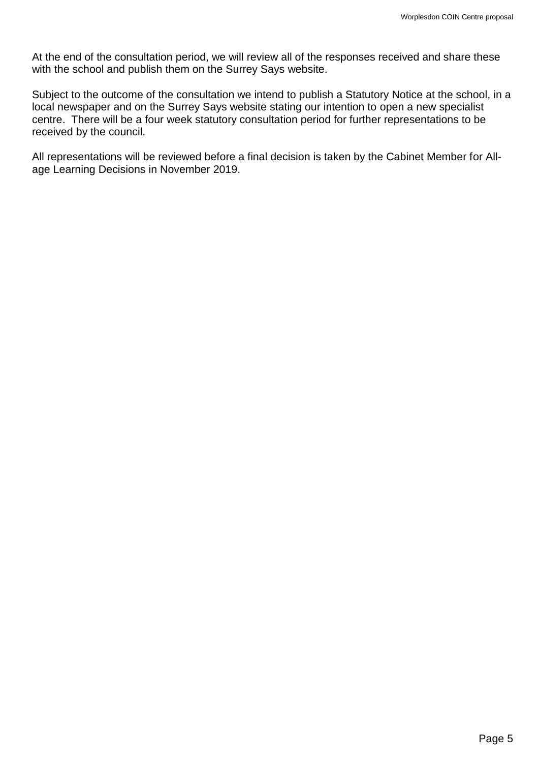At the end of the consultation period, we will review all of the responses received and share these with the school and publish them on the Surrey Says website.

Subject to the outcome of the consultation we intend to publish a Statutory Notice at the school, in a local newspaper and on the Surrey Says website stating our intention to open a new specialist centre. There will be a four week statutory consultation period for further representations to be received by the council.

All representations will be reviewed before a final decision is taken by the Cabinet Member for All-age Learning Decisions in November 2019.